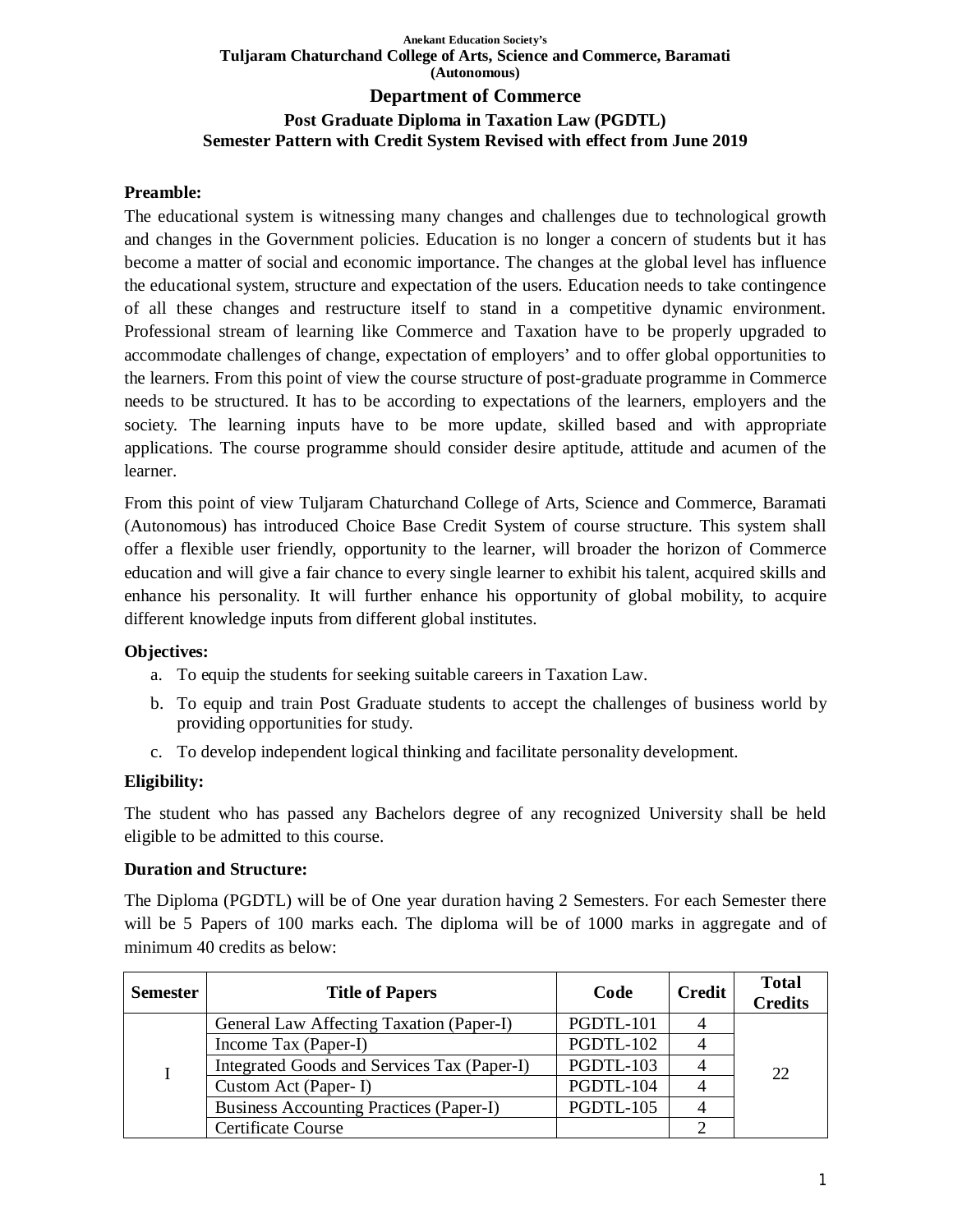Anekant Education Society's

**Tuljaram Chaturchand College of Arts, Science and Commerce, Baramati**
**(Autonomous)**

# Department of Commerce

## Post Graduate Diploma in Taxation Law (PGDTL)

## Semester Pattern with Credit System Revised with effect from June 2019

**Preamble:**

The educational system is witnessing many changes and challenges due to technological growth and changes in the Government policies. Education is no longer a concern of students but it has become a matter of social and economic importance. The changes at the global level has influence the educational system, structure and expectation of the users. Education needs to take contingence of all these changes and restructure itself to stand in a competitive dynamic environment. Professional stream of learning like Commerce and Taxation have to be properly upgraded to accommodate challenges of change, expectation of employers' and to offer global opportunities to the learners. From this point of view the course structure of post-graduate programme in Commerce needs to be structured. It has to be according to expectations of the learners, employers and the society. The learning inputs have to be more update, skilled based and with appropriate applications. The course programme should consider desire aptitude, attitude and acumen of the learner.

From this point of view Tuljaram Chaturchand College of Arts, Science and Commerce, Baramati (Autonomous) has introduced Choice Base Credit System of course structure. This system shall offer a flexible user friendly, opportunity to the learner, will broader the horizon of Commerce education and will give a fair chance to every single learner to exhibit his talent, acquired skills and enhance his personality. It will further enhance his opportunity of global mobility, to acquire different knowledge inputs from different global institutes.

**Objectives:**

a. To equip the students for seeking suitable careers in Taxation Law.
b. To equip and train Post Graduate students to accept the challenges of business world by providing opportunities for study.
c. To develop independent logical thinking and facilitate personality development.

**Eligibility:**

The student who has passed any Bachelors degree of any recognized University shall be held eligible to be admitted to this course.

**Duration and Structure:**

The Diploma (PGDTL) will be of One year duration having 2 Semesters. For each Semester there will be 5 Papers of 100 marks each. The diploma will be of 1000 marks in aggregate and of minimum 40 credits as below:

| Semester | Title of Papers | Code | Credit | Total Credits |
|---|---|---|---|---|
| I | General Law Affecting Taxation (Paper-I) | PGDTL-101 | 4 | 22 |
| | Income Tax (Paper-I) | PGDTL-102 | 4 | |
| | Integrated Goods and Services Tax (Paper-I) | PGDTL-103 | 4 | |
| | Custom Act (Paper- I) | PGDTL-104 | 4 | |
| | Business Accounting Practices (Paper-I) | PGDTL-105 | 4 | |
| | Certificate Course | | 2 | |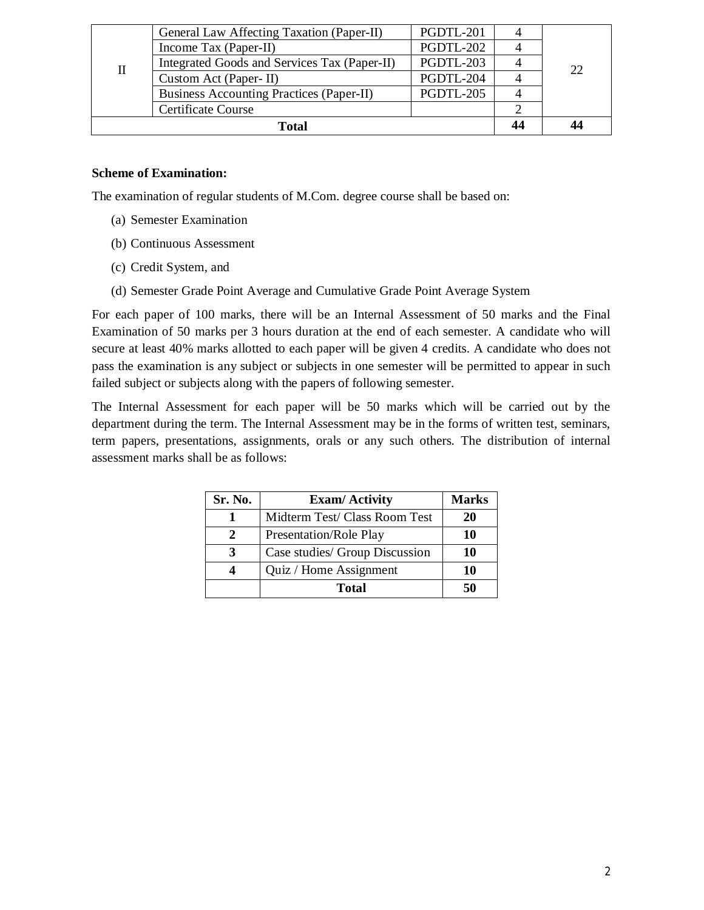| II | General Law Affecting Taxation (Paper-II) | PGDTL-201 | 4 | 22 |
|---|---|---|---|---|
| | Income Tax (Paper-II) | PGDTL-202 | 4 | |
| | Integrated Goods and Services Tax (Paper-II) | PGDTL-203 | 4 | |
| | Custom Act (Paper- II) | PGDTL-204 | 4 | |
| | Business Accounting Practices (Paper-II) | PGDTL-205 | 4 | |
| | Certificate Course | | 2 | |
| **Total** | | | **44** | **44** |

**Scheme of Examination:**

The examination of regular students of M.Com. degree course shall be based on:

(a) Semester Examination

(b) Continuous Assessment

(c) Credit System, and

(d) Semester Grade Point Average and Cumulative Grade Point Average System

For each paper of 100 marks, there will be an Internal Assessment of 50 marks and the Final Examination of 50 marks per 3 hours duration at the end of each semester. A candidate who will secure at least 40% marks allotted to each paper will be given 4 credits. A candidate who does not pass the examination is any subject or subjects in one semester will be permitted to appear in such failed subject or subjects along with the papers of following semester.

The Internal Assessment for each paper will be 50 marks which will be carried out by the department during the term. The Internal Assessment may be in the forms of written test, seminars, term papers, presentations, assignments, orals or any such others. The distribution of internal assessment marks shall be as follows:

| Sr. No. | Exam/ Activity | Marks |
|---|---|---|
| **1** | Midterm Test/ Class Room Test | **20** |
| **2** | Presentation/Role Play | **10** |
| **3** | Case studies/ Group Discussion | **10** |
| **4** | Quiz / Home Assignment | **10** |
| | **Total** | **50** |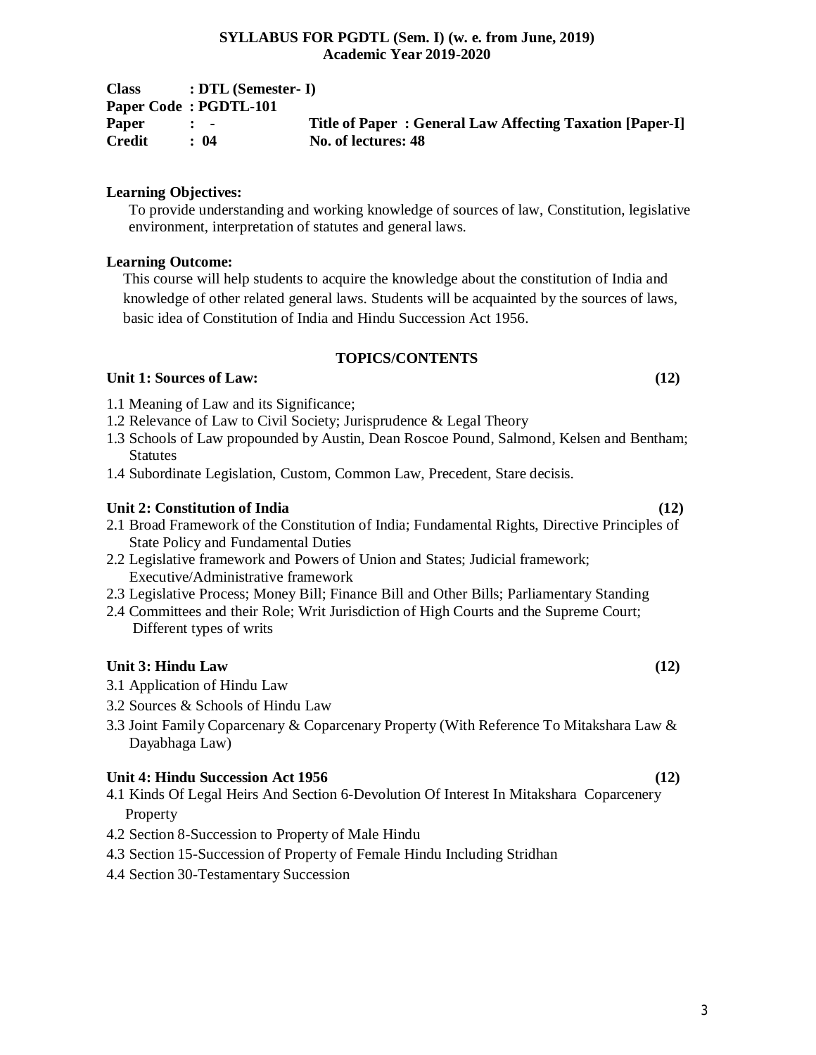**SYLLABUS FOR PGDTL (Sem. I) (w. e. from June, 2019)**
**Academic Year 2019-2020**

**Class : DTL (Semester- I)**
**Paper Code : PGDTL-101**
**Paper : -** **Title of Paper : General Law Affecting Taxation [Paper-I]**
**Credit : 04** **No. of lectures: 48**

**Learning Objectives:**

To provide understanding and working knowledge of sources of law, Constitution, legislative environment, interpretation of statutes and general laws.

**Learning Outcome:**

This course will help students to acquire the knowledge about the constitution of India and knowledge of other related general laws. Students will be acquainted by the sources of laws, basic idea of Constitution of India and Hindu Succession Act 1956.

## TOPICS/CONTENTS

### Unit 1: Sources of Law: (12)

1.1 Meaning of Law and its Significance;
1.2 Relevance of Law to Civil Society; Jurisprudence & Legal Theory
1.3 Schools of Law propounded by Austin, Dean Roscoe Pound, Salmond, Kelsen and Bentham; Statutes
1.4 Subordinate Legislation, Custom, Common Law, Precedent, Stare decisis.

### Unit 2: Constitution of India (12)

2.1 Broad Framework of the Constitution of India; Fundamental Rights, Directive Principles of State Policy and Fundamental Duties
2.2 Legislative framework and Powers of Union and States; Judicial framework; Executive/Administrative framework
2.3 Legislative Process; Money Bill; Finance Bill and Other Bills; Parliamentary Standing
2.4 Committees and their Role; Writ Jurisdiction of High Courts and the Supreme Court; Different types of writs

### Unit 3: Hindu Law (12)

3.1 Application of Hindu Law
3.2 Sources & Schools of Hindu Law
3.3 Joint Family Coparcenary & Coparcenary Property (With Reference To Mitakshara Law & Dayabhaga Law)

### Unit 4: Hindu Succession Act 1956 (12)

4.1 Kinds Of Legal Heirs And Section 6-Devolution Of Interest In Mitakshara Coparcenery Property
4.2 Section 8-Succession to Property of Male Hindu
4.3 Section 15-Succession of Property of Female Hindu Including Stridhan
4.4 Section 30-Testamentary Succession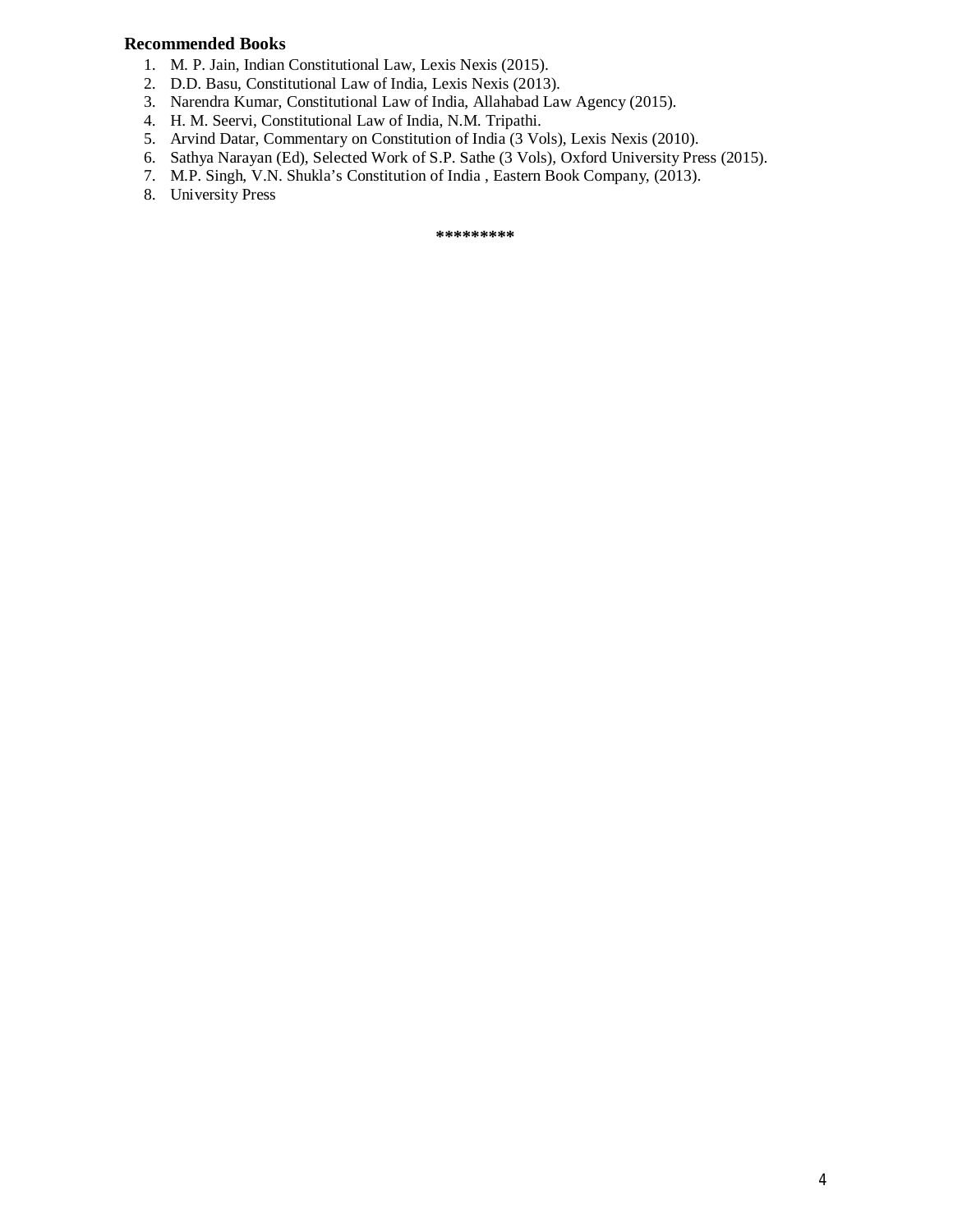**Recommended Books**

1. M. P. Jain, Indian Constitutional Law, Lexis Nexis (2015).
2. D.D. Basu, Constitutional Law of India, Lexis Nexis (2013).
3. Narendra Kumar, Constitutional Law of India, Allahabad Law Agency (2015).
4. H. M. Seervi, Constitutional Law of India, N.M. Tripathi.
5. Arvind Datar, Commentary on Constitution of India (3 Vols), Lexis Nexis (2010).
6. Sathya Narayan (Ed), Selected Work of S.P. Sathe (3 Vols), Oxford University Press (2015).
7. M.P. Singh, V.N. Shukla's Constitution of India , Eastern Book Company, (2013).
8. University Press

*********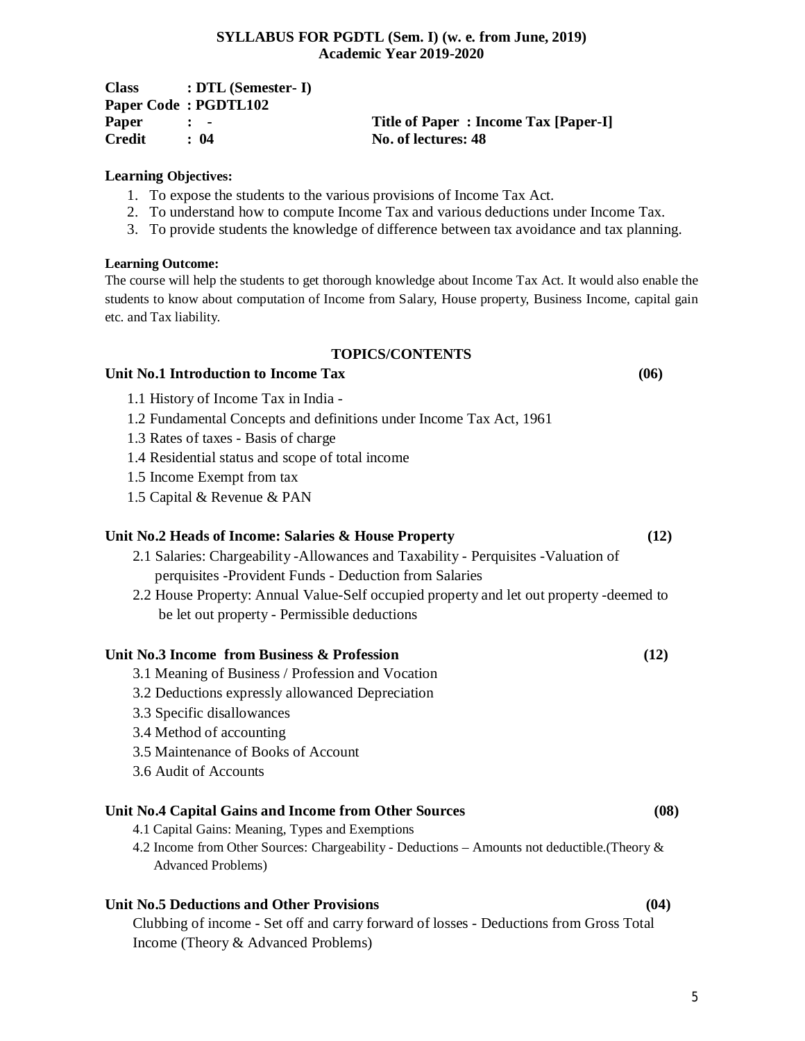**SYLLABUS FOR PGDTL (Sem. I) (w. e. from June, 2019)**
**Academic Year 2019-2020**

**Class : DTL (Semester- I)**
**Paper Code : PGDTL102**
**Paper : -** **Title of Paper : Income Tax [Paper-I]**
**Credit : 04** **No. of lectures: 48**

**Learning Objectives:**

1. To expose the students to the various provisions of Income Tax Act.
2. To understand how to compute Income Tax and various deductions under Income Tax.
3. To provide students the knowledge of difference between tax avoidance and tax planning.

**Learning Outcome:**

The course will help the students to get thorough knowledge about Income Tax Act. It would also enable the students to know about computation of Income from Salary, House property, Business Income, capital gain etc. and Tax liability.

## TOPICS/CONTENTS

### Unit No.1 Introduction to Income Tax (06)

1.1 History of Income Tax in India -
1.2 Fundamental Concepts and definitions under Income Tax Act, 1961
1.3 Rates of taxes - Basis of charge
1.4 Residential status and scope of total income
1.5 Income Exempt from tax
1.5 Capital & Revenue & PAN

### Unit No.2 Heads of Income: Salaries & House Property (12)

2.1 Salaries: Chargeability -Allowances and Taxability - Perquisites -Valuation of perquisites -Provident Funds - Deduction from Salaries
2.2 House Property: Annual Value-Self occupied property and let out property -deemed to be let out property - Permissible deductions

### Unit No.3 Income from Business & Profession (12)

3.1 Meaning of Business / Profession and Vocation
3.2 Deductions expressly allowanced Depreciation
3.3 Specific disallowances
3.4 Method of accounting
3.5 Maintenance of Books of Account
3.6 Audit of Accounts

### Unit No.4 Capital Gains and Income from Other Sources (08)

4.1 Capital Gains: Meaning, Types and Exemptions
4.2 Income from Other Sources: Chargeability - Deductions – Amounts not deductible.(Theory & Advanced Problems)

### Unit No.5 Deductions and Other Provisions (04)

Clubbing of income - Set off and carry forward of losses - Deductions from Gross Total Income (Theory & Advanced Problems)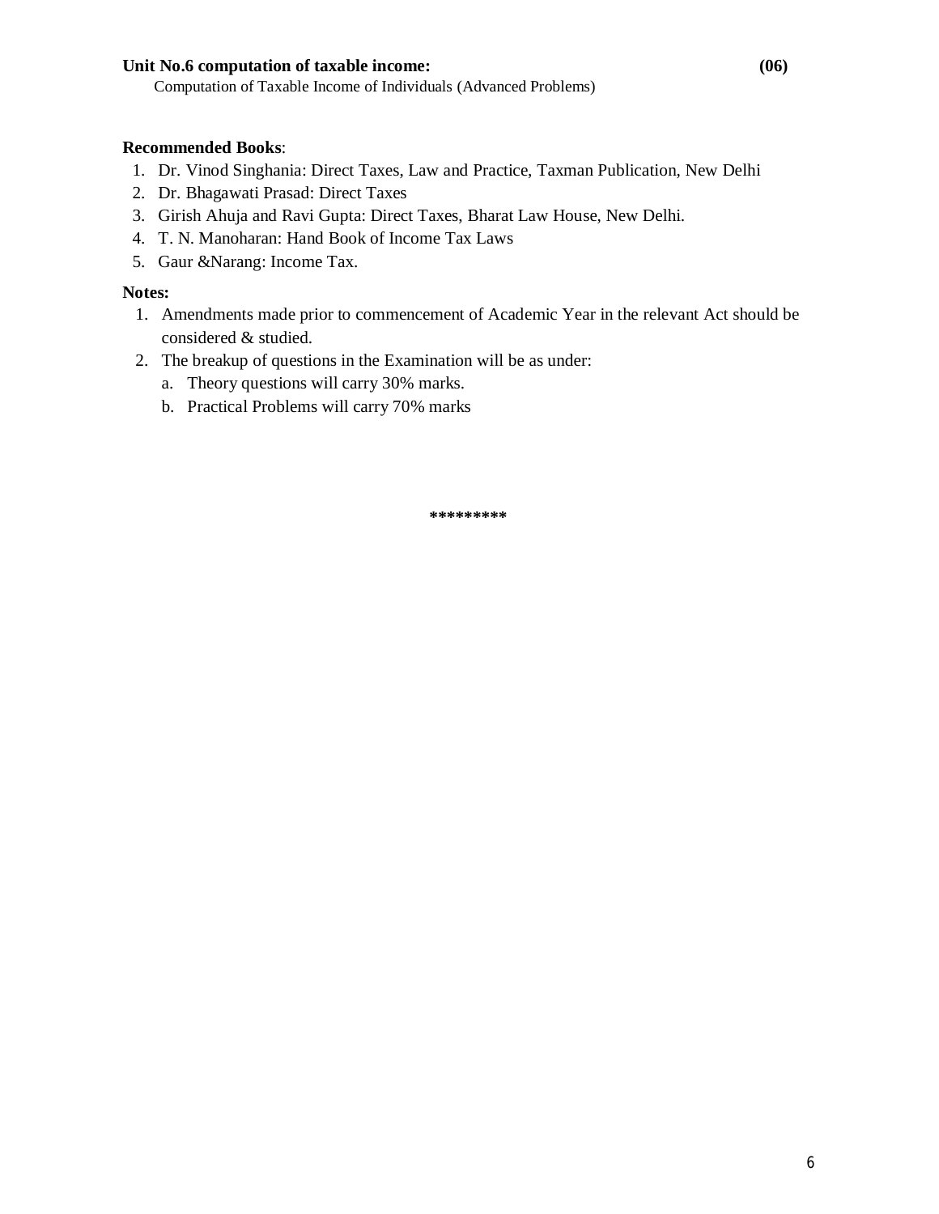**Unit No.6 computation of taxable income: (06)**

Computation of Taxable Income of Individuals (Advanced Problems)

**Recommended Books**:

1. Dr. Vinod Singhania: Direct Taxes, Law and Practice, Taxman Publication, New Delhi
2. Dr. Bhagawati Prasad: Direct Taxes
3. Girish Ahuja and Ravi Gupta: Direct Taxes, Bharat Law House, New Delhi.
4. T. N. Manoharan: Hand Book of Income Tax Laws
5. Gaur &Narang: Income Tax.

**Notes:**

1. Amendments made prior to commencement of Academic Year in the relevant Act should be considered & studied.
2. The breakup of questions in the Examination will be as under:
   a. Theory questions will carry 30% marks.
   b. Practical Problems will carry 70% marks

*********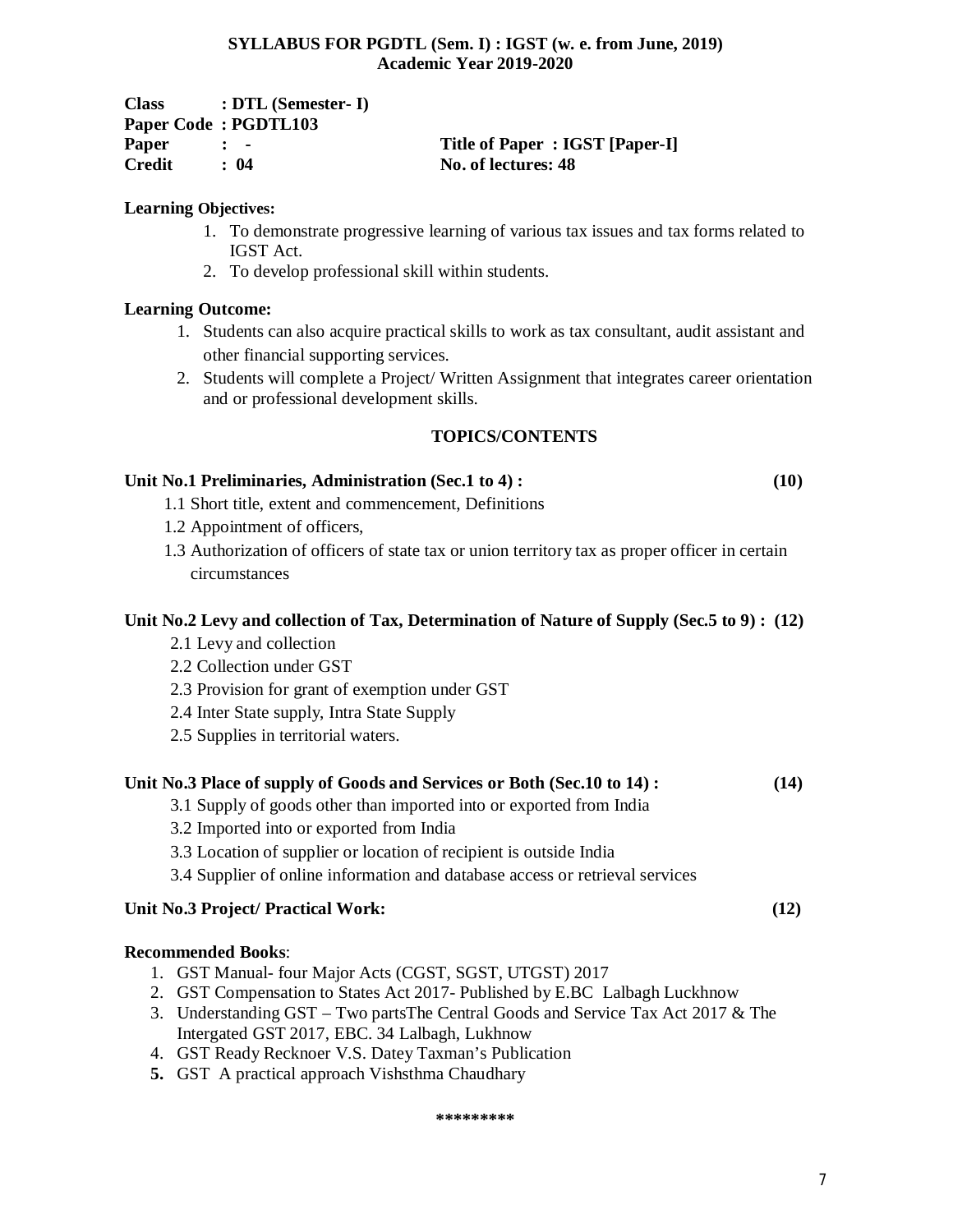**SYLLABUS FOR PGDTL (Sem. I) : IGST (w. e. from June, 2019)**
**Academic Year 2019-2020**

**Class : DTL (Semester- I)**
**Paper Code : PGDTL103**
**Paper : -** **Title of Paper : IGST [Paper-I]**
**Credit : 04** **No. of lectures: 48**

**Learning Objectives:**

1. To demonstrate progressive learning of various tax issues and tax forms related to IGST Act.
2. To develop professional skill within students.

**Learning Outcome:**

1. Students can also acquire practical skills to work as tax consultant, audit assistant and other financial supporting services.
2. Students will complete a Project/ Written Assignment that integrates career orientation and or professional development skills.

**TOPICS/CONTENTS**

**Unit No.1 Preliminaries, Administration (Sec.1 to 4) : (10)**

1.1 Short title, extent and commencement, Definitions
1.2 Appointment of officers,
1.3 Authorization of officers of state tax or union territory tax as proper officer in certain circumstances

**Unit No.2 Levy and collection of Tax, Determination of Nature of Supply (Sec.5 to 9) : (12)**

2.1 Levy and collection
2.2 Collection under GST
2.3 Provision for grant of exemption under GST
2.4 Inter State supply, Intra State Supply
2.5 Supplies in territorial waters.

**Unit No.3 Place of supply of Goods and Services or Both (Sec.10 to 14) : (14)**

3.1 Supply of goods other than imported into or exported from India
3.2 Imported into or exported from India
3.3 Location of supplier or location of recipient is outside India
3.4 Supplier of online information and database access or retrieval services

**Unit No.3 Project/ Practical Work: (12)**

**Recommended Books**:

1. GST Manual- four Major Acts (CGST, SGST, UTGST) 2017
2. GST Compensation to States Act 2017- Published by E.BC Lalbagh Luckhnow
3. Understanding GST – Two partsThe Central Goods and Service Tax Act 2017 & The Intergated GST 2017, EBC. 34 Lalbagh, Lukhnow
4. GST Ready Recknoer V.S. Datey Taxman's Publication
5. GST A practical approach Vishsthma Chaudhary

\*\*\*\*\*\*\*\*\*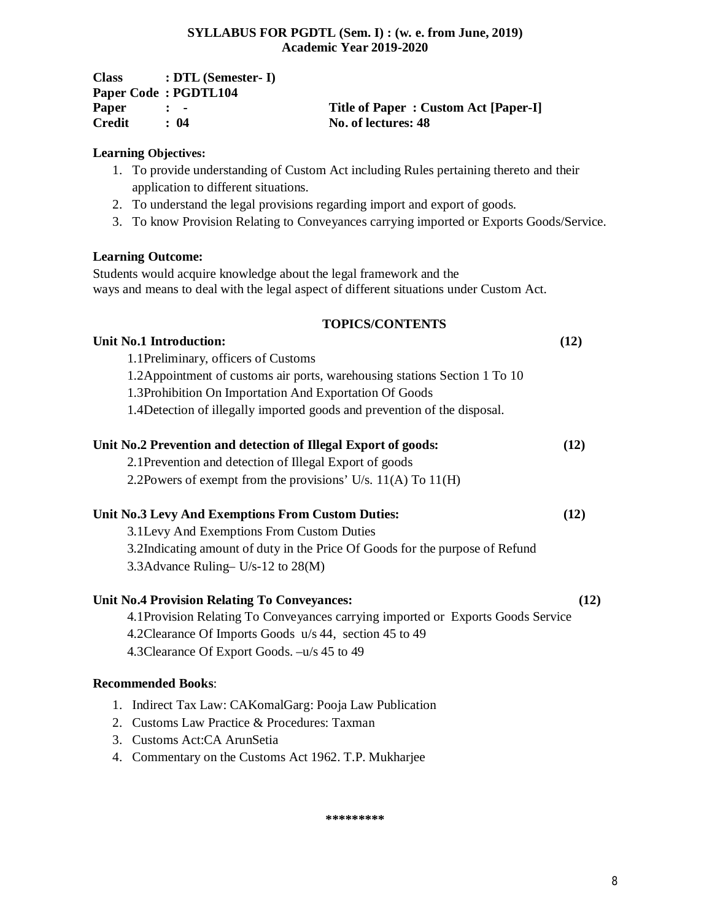**SYLLABUS FOR PGDTL (Sem. I) : (w. e. from June, 2019)**
**Academic Year 2019-2020**

**Class : DTL (Semester- I)**
**Paper Code : PGDTL104**
**Paper : -** **Title of Paper : Custom Act [Paper-I]**
**Credit : 04** **No. of lectures: 48**

**Learning Objectives:**

1. To provide understanding of Custom Act including Rules pertaining thereto and their application to different situations.
2. To understand the legal provisions regarding import and export of goods.
3. To know Provision Relating to Conveyances carrying imported or Exports Goods/Service.

**Learning Outcome:**

Students would acquire knowledge about the legal framework and the ways and means to deal with the legal aspect of different situations under Custom Act.

**TOPICS/CONTENTS**

**Unit No.1 Introduction: (12)**

1.1Preliminary, officers of Customs

1.2Appointment of customs air ports, warehousing stations Section 1 To 10

1.3Prohibition On Importation And Exportation Of Goods

1.4Detection of illegally imported goods and prevention of the disposal.

**Unit No.2 Prevention and detection of Illegal Export of goods: (12)**

2.1Prevention and detection of Illegal Export of goods

2.2Powers of exempt from the provisions' U/s. 11(A) To 11(H)

**Unit No.3 Levy And Exemptions From Custom Duties: (12)**

3.1Levy And Exemptions From Custom Duties

3.2Indicating amount of duty in the Price Of Goods for the purpose of Refund

3.3Advance Ruling– U/s-12 to 28(M)

**Unit No.4 Provision Relating To Conveyances: (12)**

4.1Provision Relating To Conveyances carrying imported or Exports Goods Service

4.2Clearance Of Imports Goods u/s 44, section 45 to 49

4.3Clearance Of Export Goods. –u/s 45 to 49

**Recommended Books**:

1. Indirect Tax Law: CAKomalGarg: Pooja Law Publication
2. Customs Law Practice & Procedures: Taxman
3. Customs Act:CA ArunSetia
4. Commentary on the Customs Act 1962. T.P. Mukharjee

*********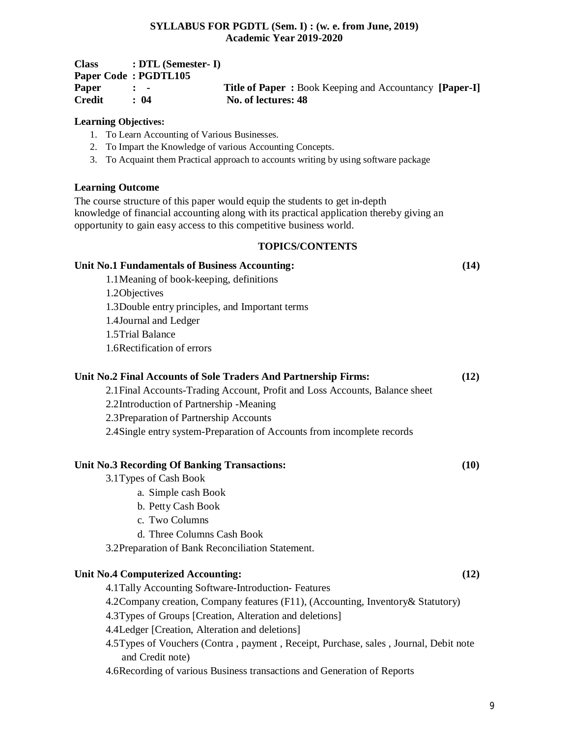**SYLLABUS FOR PGDTL (Sem. I) : (w. e. from June, 2019)**
**Academic Year 2019-2020**

**Class** : **DTL (Semester- I)**
**Paper Code** : **PGDTL105**
**Paper** : **-** **Title of Paper** : Book Keeping and Accountancy **[Paper-I]**
**Credit** : **04** **No. of lectures: 48**

**Learning Objectives:**

1. To Learn Accounting of Various Businesses.
2. To Impart the Knowledge of various Accounting Concepts.
3. To Acquaint them Practical approach to accounts writing by using software package

**Learning Outcome**

The course structure of this paper would equip the students to get in-depth knowledge of financial accounting along with its practical application thereby giving an opportunity to gain easy access to this competitive business world.

**TOPICS/CONTENTS**

**Unit No.1 Fundamentals of Business Accounting: (14)**

1.1 Meaning of book-keeping, definitions
1.2 Objectives
1.3 Double entry principles, and Important terms
1.4 Journal and Ledger
1.5 Trial Balance
1.6 Rectification of errors

**Unit No.2 Final Accounts of Sole Traders And Partnership Firms: (12)**

2.1 Final Accounts-Trading Account, Profit and Loss Accounts, Balance sheet
2.2 Introduction of Partnership -Meaning
2.3 Preparation of Partnership Accounts
2.4 Single entry system-Preparation of Accounts from incomplete records

**Unit No.3 Recording Of Banking Transactions: (10)**

3.1 Types of Cash Book
  a. Simple cash Book
  b. Petty Cash Book
  c. Two Columns
  d. Three Columns Cash Book
3.2 Preparation of Bank Reconciliation Statement.

**Unit No.4 Computerized Accounting: (12)**

4.1 Tally Accounting Software-Introduction- Features
4.2 Company creation, Company features (F11), (Accounting, Inventory& Statutory)
4.3 Types of Groups [Creation, Alteration and deletions]
4.4 Ledger [Creation, Alteration and deletions]
4.5 Types of Vouchers (Contra , payment , Receipt, Purchase, sales , Journal, Debit note and Credit note)
4.6 Recording of various Business transactions and Generation of Reports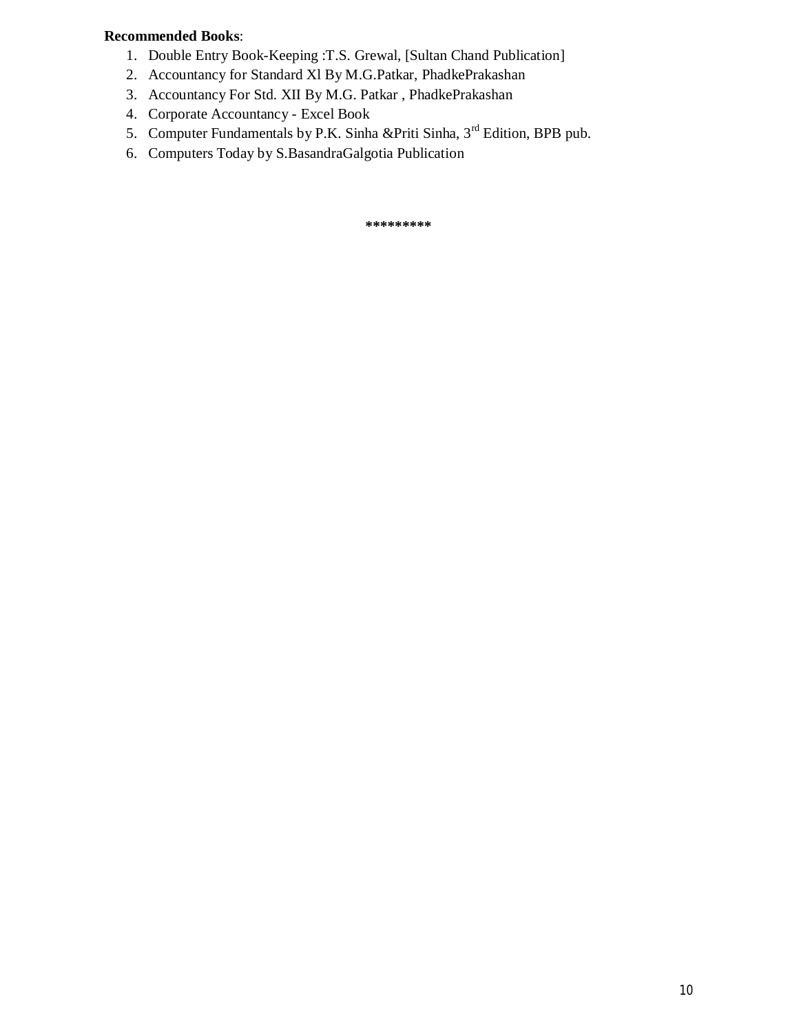**Recommended Books**:

1. Double Entry Book-Keeping :T.S. Grewal, [Sultan Chand Publication]
2. Accountancy for Standard Xl By M.G.Patkar, PhadkePrakashan
3. Accountancy For Std. XII By M.G. Patkar , PhadkePrakashan
4. Corporate Accountancy - Excel Book
5. Computer Fundamentals by P.K. Sinha &Priti Sinha, 3rd Edition, BPB pub.
6. Computers Today by S.BasandraGalgotia Publication

*********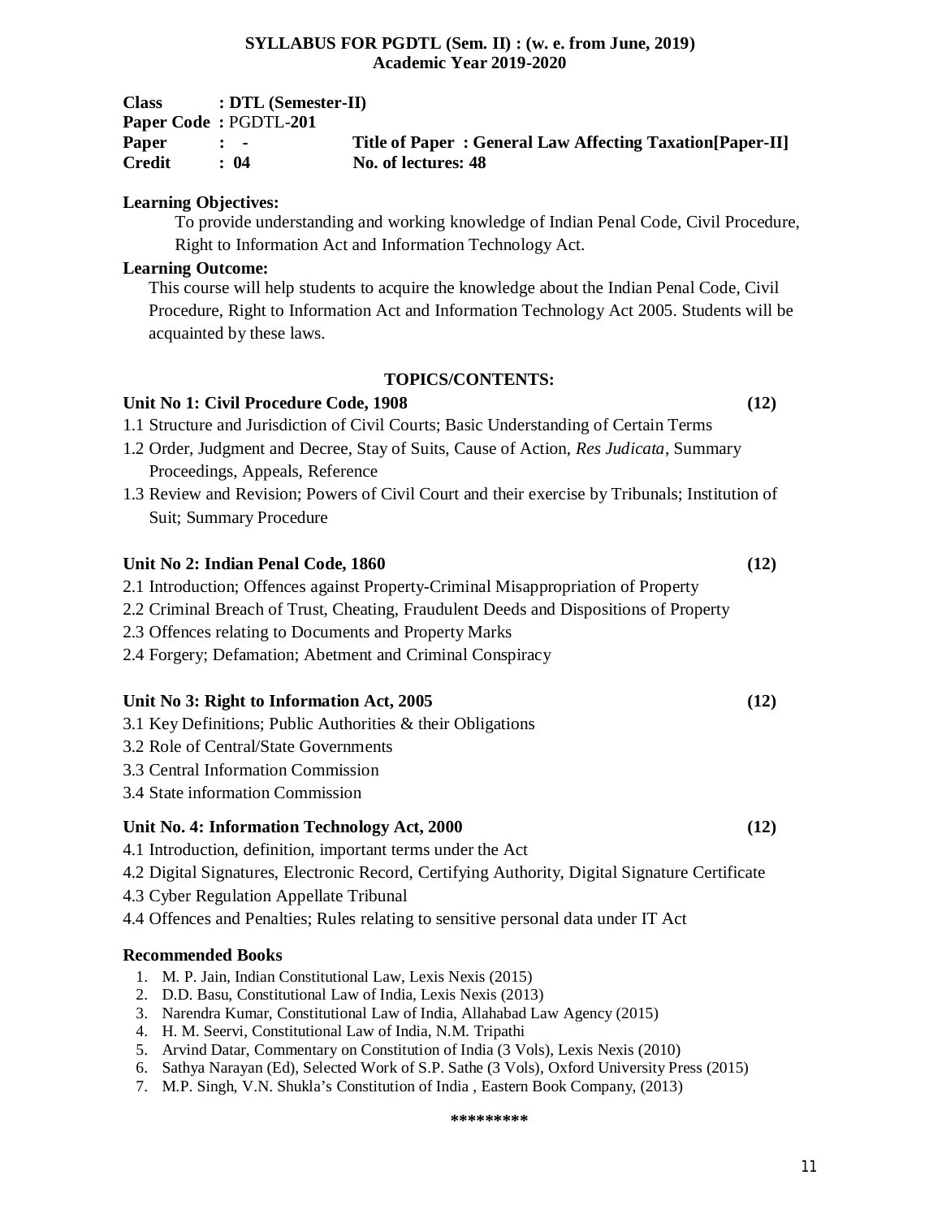**SYLLABUS FOR PGDTL (Sem. II) : (w. e. from June, 2019)**
**Academic Year 2019-2020**

**Class** : **DTL (Semester-II)**
**Paper Code** : PGDTL-**201**
**Paper** : **-** **Title of Paper : General Law Affecting Taxation[Paper-II]**
**Credit** : **04** **No. of lectures: 48**

**Learning Objectives:**

To provide understanding and working knowledge of Indian Penal Code, Civil Procedure, Right to Information Act and Information Technology Act.

**Learning Outcome:**

This course will help students to acquire the knowledge about the Indian Penal Code, Civil Procedure, Right to Information Act and Information Technology Act 2005. Students will be acquainted by these laws.

## TOPICS/CONTENTS:

### Unit No 1: Civil Procedure Code, 1908 (12)

1.1 Structure and Jurisdiction of Civil Courts; Basic Understanding of Certain Terms

1.2 Order, Judgment and Decree, Stay of Suits, Cause of Action, *Res Judicata*, Summary Proceedings, Appeals, Reference

1.3 Review and Revision; Powers of Civil Court and their exercise by Tribunals; Institution of Suit; Summary Procedure

### Unit No 2: Indian Penal Code, 1860 (12)

2.1 Introduction; Offences against Property-Criminal Misappropriation of Property

2.2 Criminal Breach of Trust, Cheating, Fraudulent Deeds and Dispositions of Property

2.3 Offences relating to Documents and Property Marks

2.4 Forgery; Defamation; Abetment and Criminal Conspiracy

### Unit No 3: Right to Information Act, 2005 (12)

3.1 Key Definitions; Public Authorities & their Obligations

3.2 Role of Central/State Governments

3.3 Central Information Commission

3.4 State information Commission

### Unit No. 4: Information Technology Act, 2000 (12)

4.1 Introduction, definition, important terms under the Act

4.2 Digital Signatures, Electronic Record, Certifying Authority, Digital Signature Certificate

4.3 Cyber Regulation Appellate Tribunal

4.4 Offences and Penalties; Rules relating to sensitive personal data under IT Act

### Recommended Books

1. M. P. Jain, Indian Constitutional Law, Lexis Nexis (2015)
2. D.D. Basu, Constitutional Law of India, Lexis Nexis (2013)
3. Narendra Kumar, Constitutional Law of India, Allahabad Law Agency (2015)
4. H. M. Seervi, Constitutional Law of India, N.M. Tripathi
5. Arvind Datar, Commentary on Constitution of India (3 Vols), Lexis Nexis (2010)
6. Sathya Narayan (Ed), Selected Work of S.P. Sathe (3 Vols), Oxford University Press (2015)
7. M.P. Singh, V.N. Shukla's Constitution of India , Eastern Book Company, (2013)

\*\*\*\*\*\*\*\*\*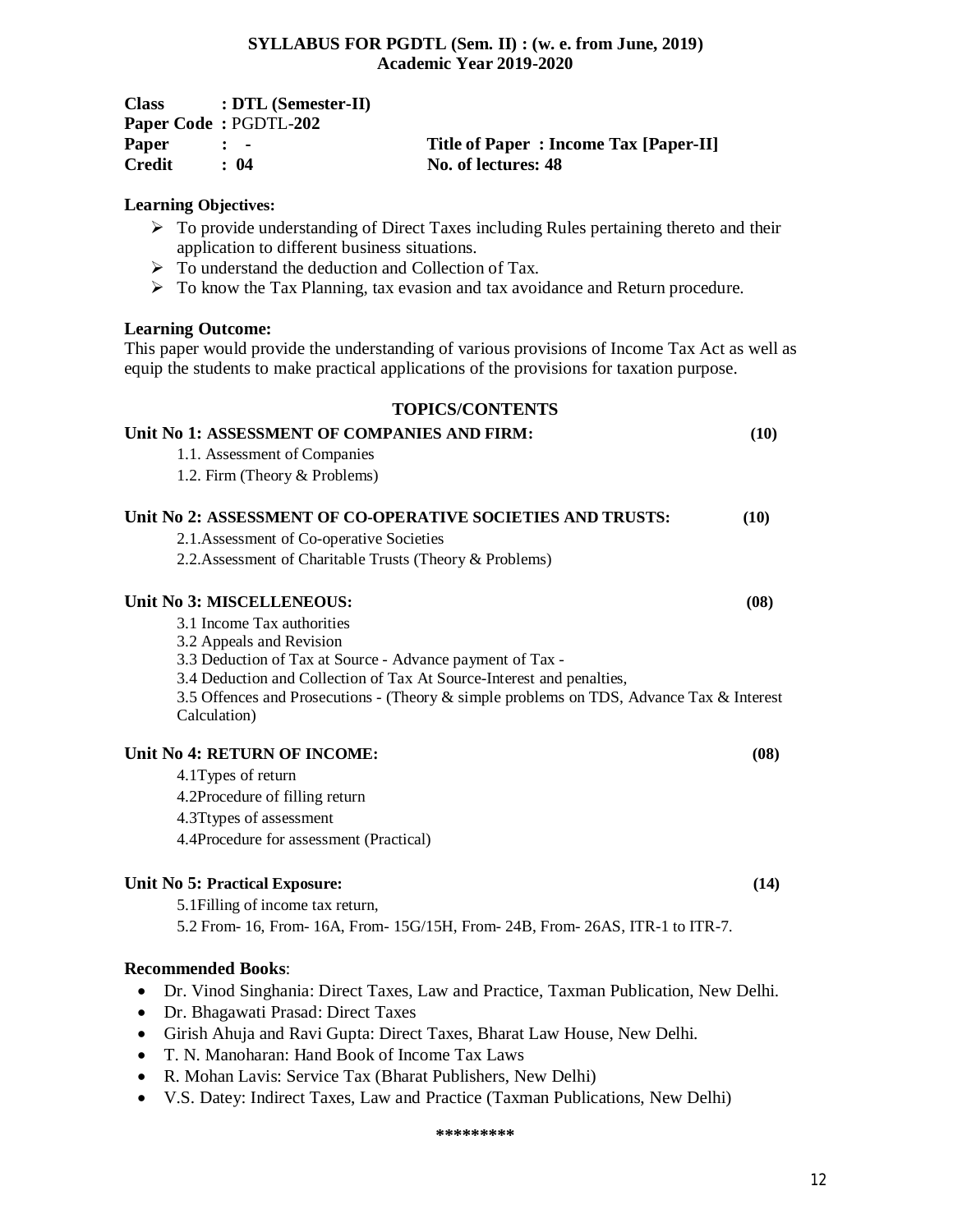**SYLLABUS FOR PGDTL (Sem. II) : (w. e. from June, 2019)**
**Academic Year 2019-2020**

**Class** : **DTL (Semester-II)**
**Paper Code** : PGDTL-**202**
**Paper** : **-** **Title of Paper : Income Tax [Paper-II]**
**Credit** : **04** **No. of lectures: 48**

**Learning Objectives:**

- To provide understanding of Direct Taxes including Rules pertaining thereto and their application to different business situations.
- To understand the deduction and Collection of Tax.
- To know the Tax Planning, tax evasion and tax avoidance and Return procedure.

**Learning Outcome:**

This paper would provide the understanding of various provisions of Income Tax Act as well as equip the students to make practical applications of the provisions for taxation purpose.

**TOPICS/CONTENTS**

**Unit No 1: ASSESSMENT OF COMPANIES AND FIRM: (10)**

1.1. Assessment of Companies
1.2. Firm (Theory & Problems)

**Unit No 2: ASSESSMENT OF CO-OPERATIVE SOCIETIES AND TRUSTS: (10)**

2.1.Assessment of Co-operative Societies
2.2.Assessment of Charitable Trusts (Theory & Problems)

**Unit No 3: MISCELLENEOUS: (08)**

3.1 Income Tax authorities
3.2 Appeals and Revision
3.3 Deduction of Tax at Source - Advance payment of Tax -
3.4 Deduction and Collection of Tax At Source-Interest and penalties,
3.5 Offences and Prosecutions - (Theory & simple problems on TDS, Advance Tax & Interest Calculation)

**Unit No 4: RETURN OF INCOME: (08)**

4.1Types of return
4.2Procedure of filling return
4.3Ttypes of assessment
4.4Procedure for assessment (Practical)

**Unit No 5: Practical Exposure: (14)**

5.1Filling of income tax return,
5.2 From- 16, From- 16A, From- 15G/15H, From- 24B, From- 26AS, ITR-1 to ITR-7.

**Recommended Books**:

- Dr. Vinod Singhania: Direct Taxes, Law and Practice, Taxman Publication, New Delhi.
- Dr. Bhagawati Prasad: Direct Taxes
- Girish Ahuja and Ravi Gupta: Direct Taxes, Bharat Law House, New Delhi.
- T. N. Manoharan: Hand Book of Income Tax Laws
- R. Mohan Lavis: Service Tax (Bharat Publishers, New Delhi)
- V.S. Datey: Indirect Taxes, Law and Practice (Taxman Publications, New Delhi)

*********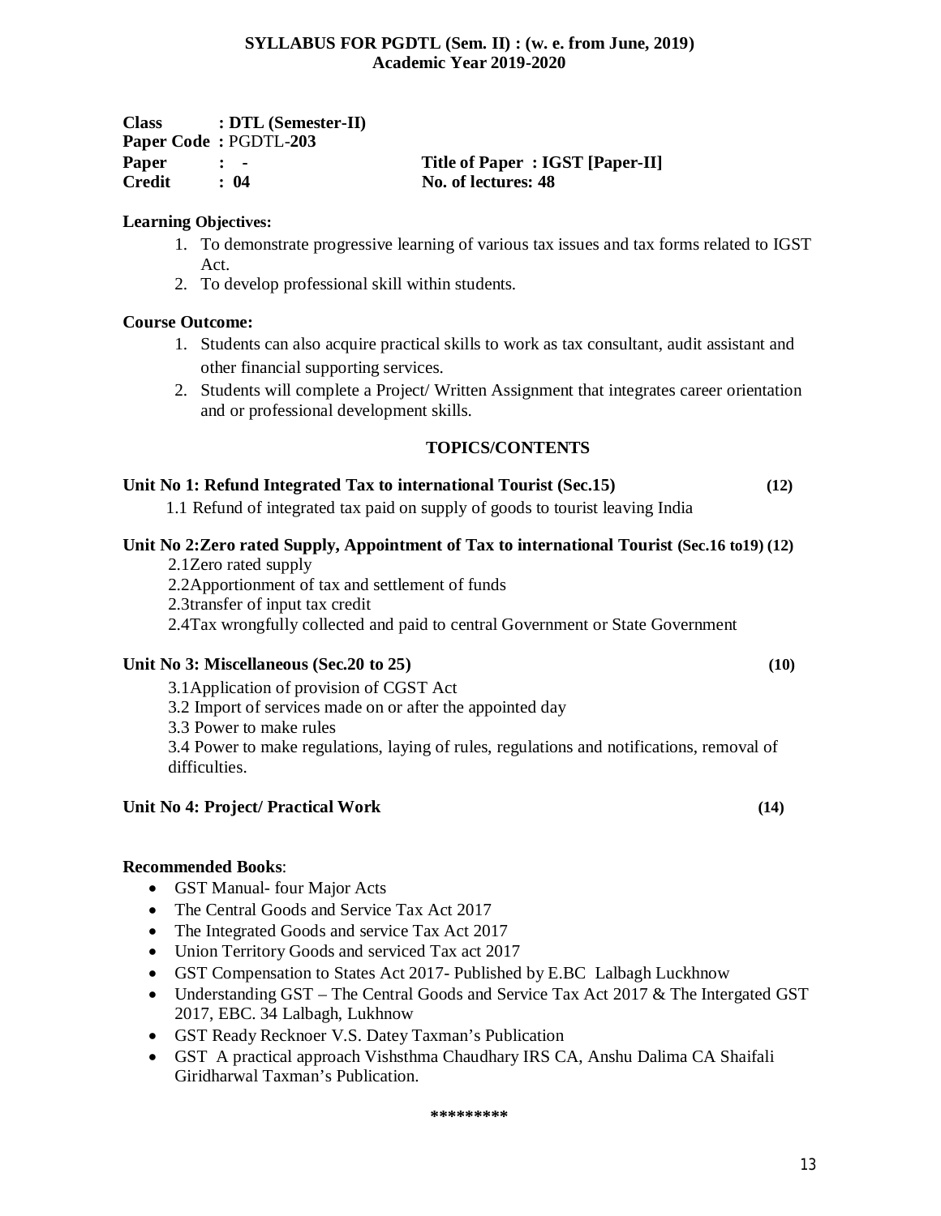**SYLLABUS FOR PGDTL (Sem. II) : (w. e. from June, 2019)**
**Academic Year 2019-2020**

**Class : DTL (Semester-II)**
**Paper Code :** PGDTL-**203**
**Paper : -** **Title of Paper : IGST [Paper-II]**
**Credit : 04** **No. of lectures: 48**

**Learning Objectives:**

1. To demonstrate progressive learning of various tax issues and tax forms related to IGST Act.
2. To develop professional skill within students.

**Course Outcome:**

1. Students can also acquire practical skills to work as tax consultant, audit assistant and other financial supporting services.
2. Students will complete a Project/ Written Assignment that integrates career orientation and or professional development skills.

## TOPICS/CONTENTS

**Unit No 1: Refund Integrated Tax to international Tourist (Sec.15) (12)**

1.1 Refund of integrated tax paid on supply of goods to tourist leaving India

**Unit No 2:Zero rated Supply, Appointment of Tax to international Tourist (Sec.16 to19) (12)**

2.1Zero rated supply
2.2Apportionment of tax and settlement of funds
2.3transfer of input tax credit
2.4Tax wrongfully collected and paid to central Government or State Government

**Unit No 3: Miscellaneous (Sec.20 to 25) (10)**

3.1Application of provision of CGST Act
3.2 Import of services made on or after the appointed day
3.3 Power to make rules
3.4 Power to make regulations, laying of rules, regulations and notifications, removal of difficulties.

**Unit No 4: Project/ Practical Work (14)**

**Recommended Books**:

- GST Manual- four Major Acts
- The Central Goods and Service Tax Act 2017
- The Integrated Goods and service Tax Act 2017
- Union Territory Goods and serviced Tax act 2017
- GST Compensation to States Act 2017- Published by E.BC Lalbagh Luckhnow
- Understanding GST – The Central Goods and Service Tax Act 2017 & The Intergated GST 2017, EBC. 34 Lalbagh, Lukhnow
- GST Ready Recknoer V.S. Datey Taxman's Publication
- GST A practical approach Vishsthma Chaudhary IRS CA, Anshu Dalima CA Shaifali Giridharwal Taxman's Publication.

*********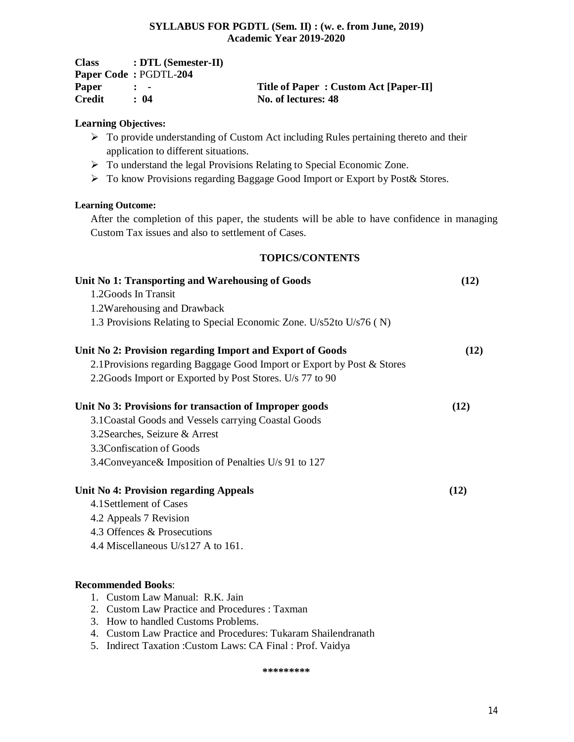**SYLLABUS FOR PGDTL (Sem. II) : (w. e. from June, 2019)**
**Academic Year 2019-2020**

**Class : DTL (Semester-II)**
**Paper Code :** PGDTL-**204**
**Paper : -** **Title of Paper : Custom Act [Paper-II]**
**Credit : 04** **No. of lectures: 48**

**Learning Objectives:**

- To provide understanding of Custom Act including Rules pertaining thereto and their application to different situations.
- To understand the legal Provisions Relating to Special Economic Zone.
- To know Provisions regarding Baggage Good Import or Export by Post& Stores.

**Learning Outcome:**

After the completion of this paper, the students will be able to have confidence in managing Custom Tax issues and also to settlement of Cases.

**TOPICS/CONTENTS**

**Unit No 1: Transporting and Warehousing of Goods (12)**

1.2Goods In Transit
1.2Warehousing and Drawback
1.3 Provisions Relating to Special Economic Zone. U/s52to U/s76 ( N)

**Unit No 2: Provision regarding Import and Export of Goods (12)**

2.1Provisions regarding Baggage Good Import or Export by Post & Stores
2.2Goods Import or Exported by Post Stores. U/s 77 to 90

**Unit No 3: Provisions for transaction of Improper goods (12)**

3.1Coastal Goods and Vessels carrying Coastal Goods
3.2Searches, Seizure & Arrest
3.3Confiscation of Goods
3.4Conveyance& Imposition of Penalties U/s 91 to 127

**Unit No 4: Provision regarding Appeals (12)**

4.1Settlement of Cases
4.2 Appeals 7 Revision
4.3 Offences & Prosecutions
4.4 Miscellaneous U/s127 A to 161.

**Recommended Books**:

1. Custom Law Manual: R.K. Jain
2. Custom Law Practice and Procedures : Taxman
3. How to handled Customs Problems.
4. Custom Law Practice and Procedures: Tukaram Shailendranath
5. Indirect Taxation :Custom Laws: CA Final : Prof. Vaidya

\*\*\*\*\*\*\*\*\*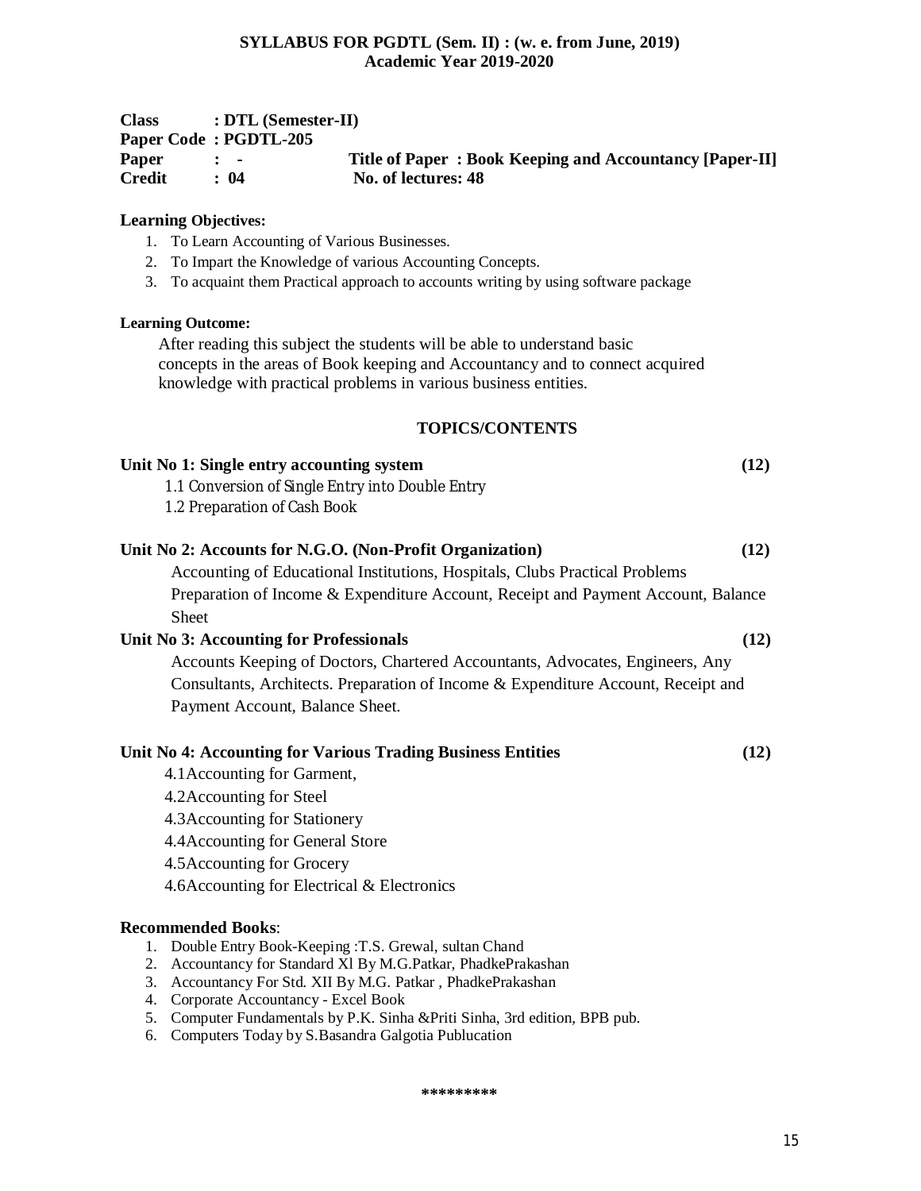**SYLLABUS FOR PGDTL (Sem. II) : (w. e. from June, 2019)**
**Academic Year 2019-2020**

**Class : DTL (Semester-II)**
**Paper Code : PGDTL-205**
**Paper : -** **Title of Paper : Book Keeping and Accountancy [Paper-II]**
**Credit : 04** **No. of lectures: 48**

**Learning Objectives:**

1. To Learn Accounting of Various Businesses.
2. To Impart the Knowledge of various Accounting Concepts.
3. To acquaint them Practical approach to accounts writing by using software package

**Learning Outcome:**

After reading this subject the students will be able to understand basic concepts in the areas of Book keeping and Accountancy and to connect acquired knowledge with practical problems in various business entities.

## TOPICS/CONTENTS

**Unit No 1: Single entry accounting system** **(12)**

1.1 Conversion of Single Entry into Double Entry
1.2 Preparation of Cash Book

**Unit No 2: Accounts for N.G.O. (Non-Profit Organization)** **(12)**

Accounting of Educational Institutions, Hospitals, Clubs Practical Problems Preparation of Income & Expenditure Account, Receipt and Payment Account, Balance Sheet

**Unit No 3: Accounting for Professionals** **(12)**

Accounts Keeping of Doctors, Chartered Accountants, Advocates, Engineers, Any Consultants, Architects. Preparation of Income & Expenditure Account, Receipt and Payment Account, Balance Sheet.

**Unit No 4: Accounting for Various Trading Business Entities** **(12)**

4.1Accounting for Garment,
4.2Accounting for Steel
4.3Accounting for Stationery
4.4Accounting for General Store
4.5Accounting for Grocery
4.6Accounting for Electrical & Electronics

**Recommended Books**:

1. Double Entry Book-Keeping :T.S. Grewal, sultan Chand
2. Accountancy for Standard Xl By M.G.Patkar, PhadkePrakashan
3. Accountancy For Std. XII By M.G. Patkar , PhadkePrakashan
4. Corporate Accountancy - Excel Book
5. Computer Fundamentals by P.K. Sinha &Priti Sinha, 3rd edition, BPB pub.
6. Computers Today by S.Basandra Galgotia Publucation

\*\*\*\*\*\*\*\*\*